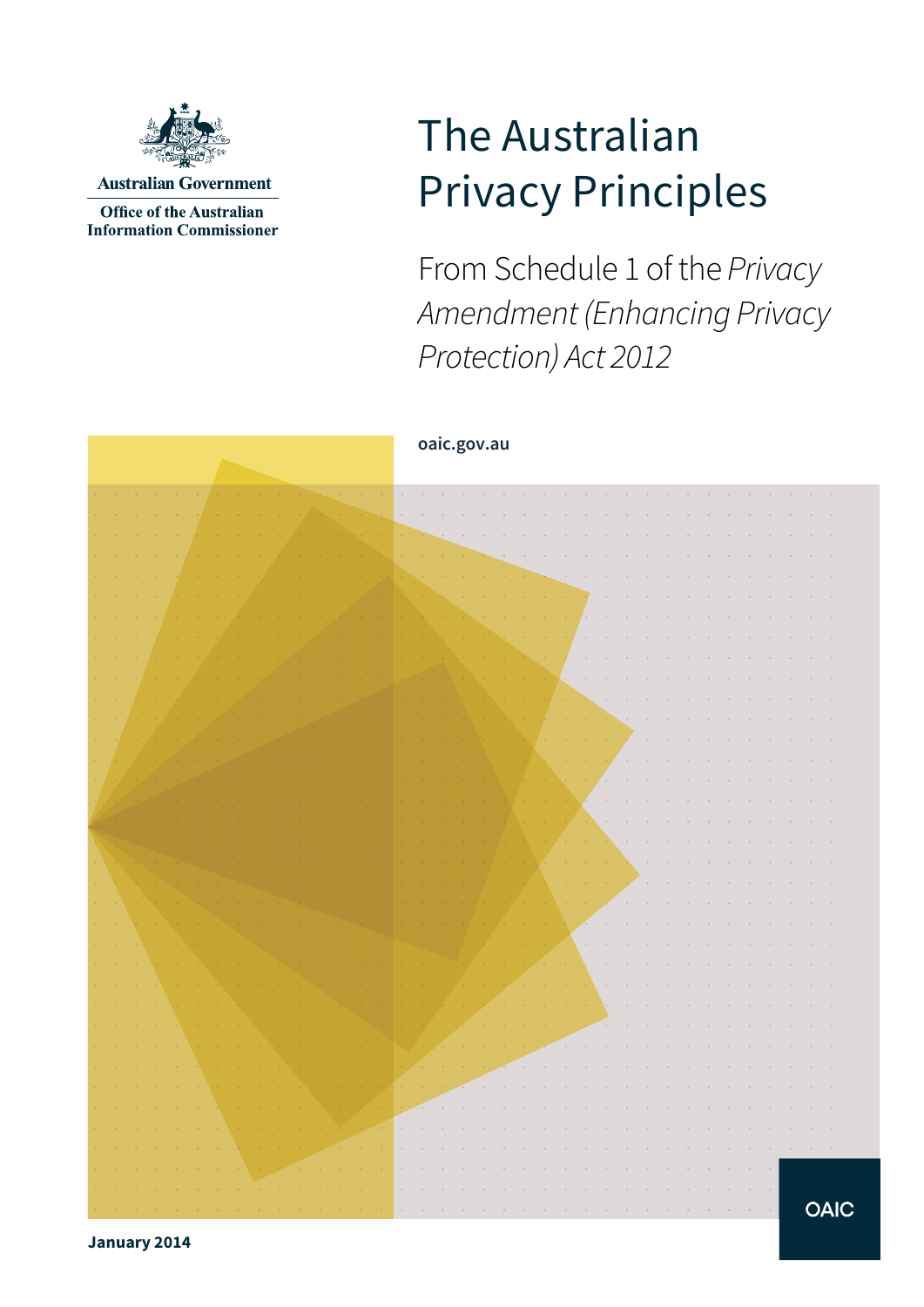Australian Government

Office of the Australian Information Commissioner

# The Australian Privacy Principles

From Schedule 1 of the *Privacy Amendment (Enhancing Privacy Protection) Act 2012*

**oaic.gov.au**

OAIC

**January 2014**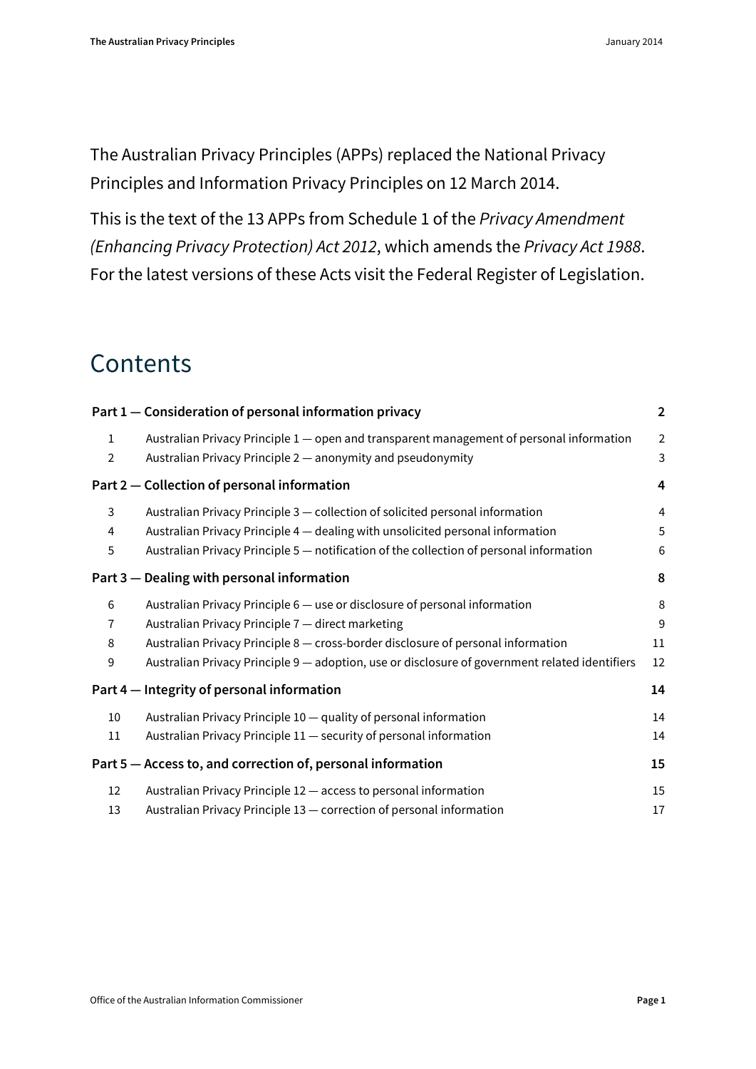The Australian Privacy Principles (APPs) replaced the National Privacy Principles and Information Privacy Principles on 12 March 2014.

This is the text of the 13 APPs from Schedule 1 of the *Privacy Amendment (Enhancing Privacy Protection) Act 2012*, which amends the *Privacy Act 1988*. For the latest versions of these Acts visit the Federal Register of Legislation.

# Contents

| | | |
|---|---|---|
| **Part 1 — Consideration of personal information privacy** | | **2** |
| 1 | Australian Privacy Principle 1 — open and transparent management of personal information | 2 |
| 2 | Australian Privacy Principle 2 — anonymity and pseudonymity | 3 |
| **Part 2 — Collection of personal information** | | **4** |
| 3 | Australian Privacy Principle 3 — collection of solicited personal information | 4 |
| 4 | Australian Privacy Principle 4 — dealing with unsolicited personal information | 5 |
| 5 | Australian Privacy Principle 5 — notification of the collection of personal information | 6 |
| **Part 3 — Dealing with personal information** | | **8** |
| 6 | Australian Privacy Principle 6 — use or disclosure of personal information | 8 |
| 7 | Australian Privacy Principle 7 — direct marketing | 9 |
| 8 | Australian Privacy Principle 8 — cross-border disclosure of personal information | 11 |
| 9 | Australian Privacy Principle 9 — adoption, use or disclosure of government related identifiers | 12 |
| **Part 4 — Integrity of personal information** | | **14** |
| 10 | Australian Privacy Principle 10 — quality of personal information | 14 |
| 11 | Australian Privacy Principle 11 — security of personal information | 14 |
| **Part 5 — Access to, and correction of, personal information** | | **15** |
| 12 | Australian Privacy Principle 12 — access to personal information | 15 |
| 13 | Australian Privacy Principle 13 — correction of personal information | 17 |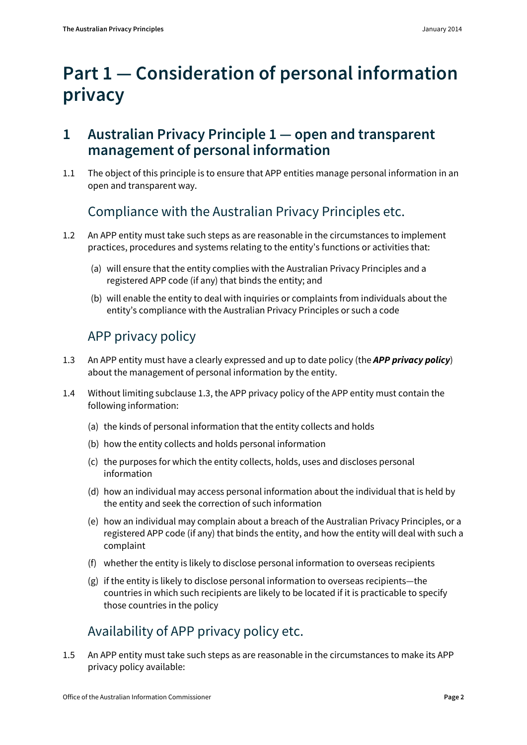# Part 1 — Consideration of personal information privacy

## 1 Australian Privacy Principle 1 — open and transparent management of personal information

1.1 The object of this principle is to ensure that APP entities manage personal information in an open and transparent way.

### Compliance with the Australian Privacy Principles etc.

1.2 An APP entity must take such steps as are reasonable in the circumstances to implement practices, procedures and systems relating to the entity's functions or activities that:

(a) will ensure that the entity complies with the Australian Privacy Principles and a registered APP code (if any) that binds the entity; and

(b) will enable the entity to deal with inquiries or complaints from individuals about the entity's compliance with the Australian Privacy Principles or such a code

### APP privacy policy

1.3 An APP entity must have a clearly expressed and up to date policy (the ***APP privacy policy***) about the management of personal information by the entity.

1.4 Without limiting subclause 1.3, the APP privacy policy of the APP entity must contain the following information:

(a) the kinds of personal information that the entity collects and holds

(b) how the entity collects and holds personal information

(c) the purposes for which the entity collects, holds, uses and discloses personal information

(d) how an individual may access personal information about the individual that is held by the entity and seek the correction of such information

(e) how an individual may complain about a breach of the Australian Privacy Principles, or a registered APP code (if any) that binds the entity, and how the entity will deal with such a complaint

(f) whether the entity is likely to disclose personal information to overseas recipients

(g) if the entity is likely to disclose personal information to overseas recipients—the countries in which such recipients are likely to be located if it is practicable to specify those countries in the policy

### Availability of APP privacy policy etc.

1.5 An APP entity must take such steps as are reasonable in the circumstances to make its APP privacy policy available: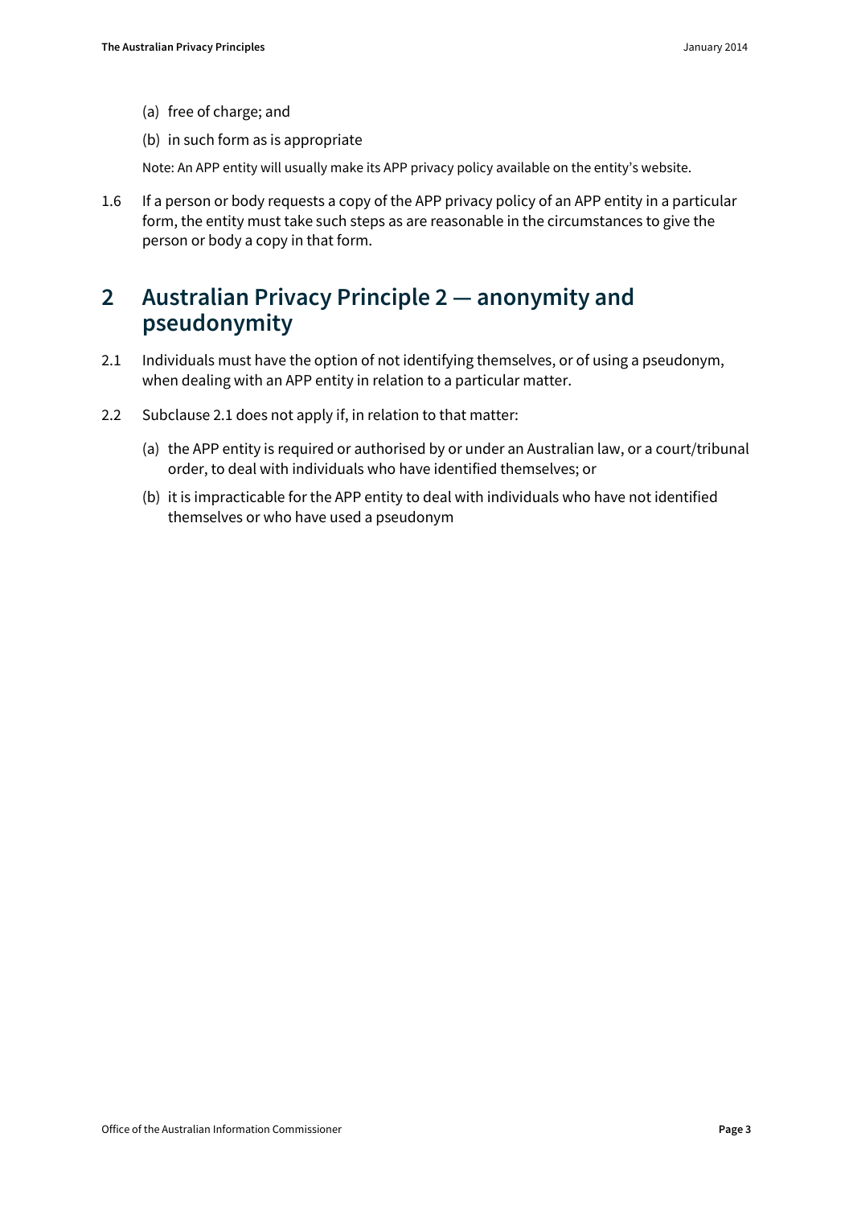(a) free of charge; and

(b) in such form as is appropriate

Note: An APP entity will usually make its APP privacy policy available on the entity's website.

1.6 If a person or body requests a copy of the APP privacy policy of an APP entity in a particular form, the entity must take such steps as are reasonable in the circumstances to give the person or body a copy in that form.

## 2 Australian Privacy Principle 2 — anonymity and pseudonymity

2.1 Individuals must have the option of not identifying themselves, or of using a pseudonym, when dealing with an APP entity in relation to a particular matter.

2.2 Subclause 2.1 does not apply if, in relation to that matter:

(a) the APP entity is required or authorised by or under an Australian law, or a court/tribunal order, to deal with individuals who have identified themselves; or

(b) it is impracticable for the APP entity to deal with individuals who have not identified themselves or who have used a pseudonym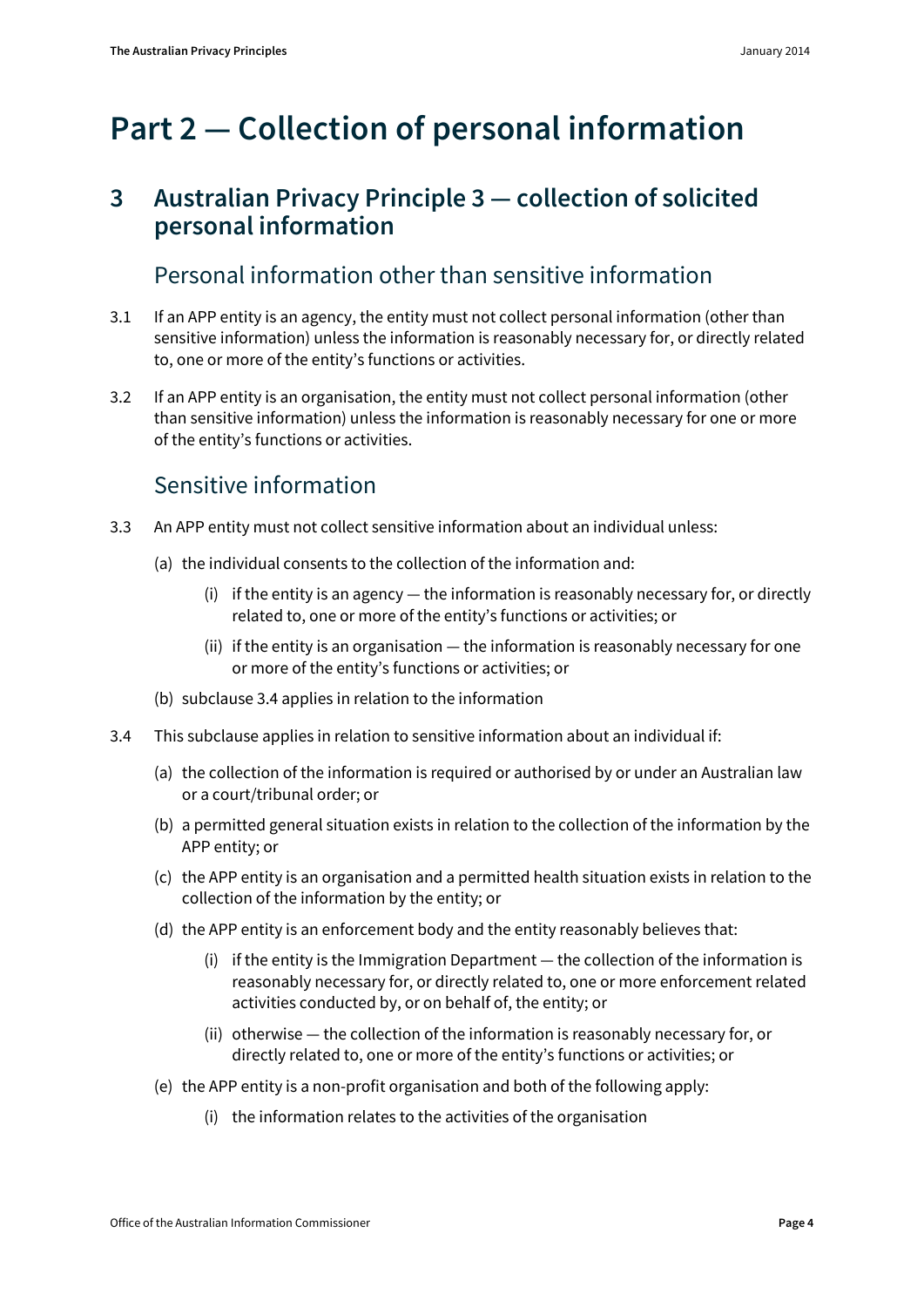# Part 2 — Collection of personal information

## 3 Australian Privacy Principle 3 — collection of solicited personal information

### Personal information other than sensitive information

3.1 If an APP entity is an agency, the entity must not collect personal information (other than sensitive information) unless the information is reasonably necessary for, or directly related to, one or more of the entity's functions or activities.

3.2 If an APP entity is an organisation, the entity must not collect personal information (other than sensitive information) unless the information is reasonably necessary for one or more of the entity's functions or activities.

### Sensitive information

3.3 An APP entity must not collect sensitive information about an individual unless:

(a) the individual consents to the collection of the information and:

(i) if the entity is an agency — the information is reasonably necessary for, or directly related to, one or more of the entity's functions or activities; or

(ii) if the entity is an organisation — the information is reasonably necessary for one or more of the entity's functions or activities; or

(b) subclause 3.4 applies in relation to the information

3.4 This subclause applies in relation to sensitive information about an individual if:

(a) the collection of the information is required or authorised by or under an Australian law or a court/tribunal order; or

(b) a permitted general situation exists in relation to the collection of the information by the APP entity; or

(c) the APP entity is an organisation and a permitted health situation exists in relation to the collection of the information by the entity; or

(d) the APP entity is an enforcement body and the entity reasonably believes that:

(i) if the entity is the Immigration Department — the collection of the information is reasonably necessary for, or directly related to, one or more enforcement related activities conducted by, or on behalf of, the entity; or

(ii) otherwise — the collection of the information is reasonably necessary for, or directly related to, one or more of the entity's functions or activities; or

(e) the APP entity is a non-profit organisation and both of the following apply:

(i) the information relates to the activities of the organisation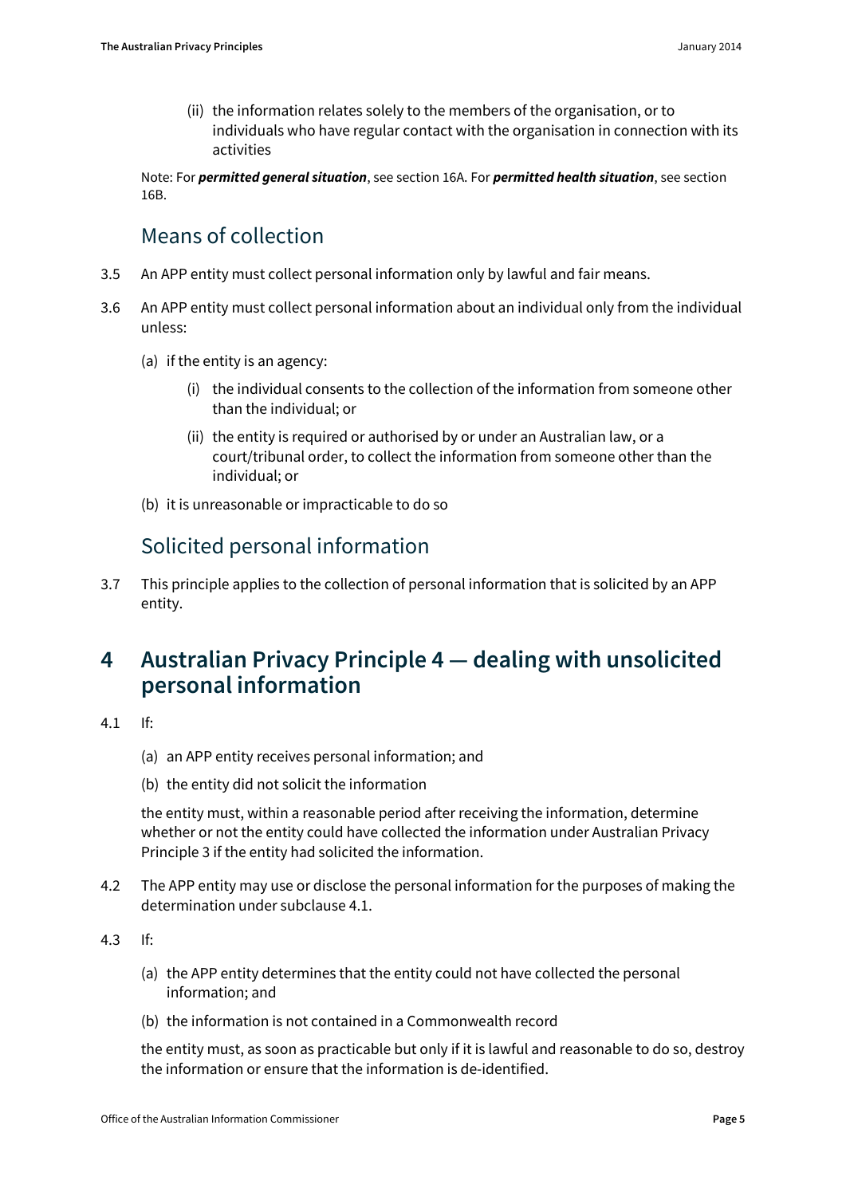(ii) the information relates solely to the members of the organisation, or to individuals who have regular contact with the organisation in connection with its activities

Note: For ***permitted general situation***, see section 16A. For ***permitted health situation***, see section 16B.

### Means of collection

3.5 An APP entity must collect personal information only by lawful and fair means.

3.6 An APP entity must collect personal information about an individual only from the individual unless:

(a) if the entity is an agency:

(i) the individual consents to the collection of the information from someone other than the individual; or

(ii) the entity is required or authorised by or under an Australian law, or a court/tribunal order, to collect the information from someone other than the individual; or

(b) it is unreasonable or impracticable to do so

### Solicited personal information

3.7 This principle applies to the collection of personal information that is solicited by an APP entity.

## 4 Australian Privacy Principle 4 — dealing with unsolicited personal information

4.1 If:

(a) an APP entity receives personal information; and

(b) the entity did not solicit the information

the entity must, within a reasonable period after receiving the information, determine whether or not the entity could have collected the information under Australian Privacy Principle 3 if the entity had solicited the information.

4.2 The APP entity may use or disclose the personal information for the purposes of making the determination under subclause 4.1.

4.3 If:

(a) the APP entity determines that the entity could not have collected the personal information; and

(b) the information is not contained in a Commonwealth record

the entity must, as soon as practicable but only if it is lawful and reasonable to do so, destroy the information or ensure that the information is de-identified.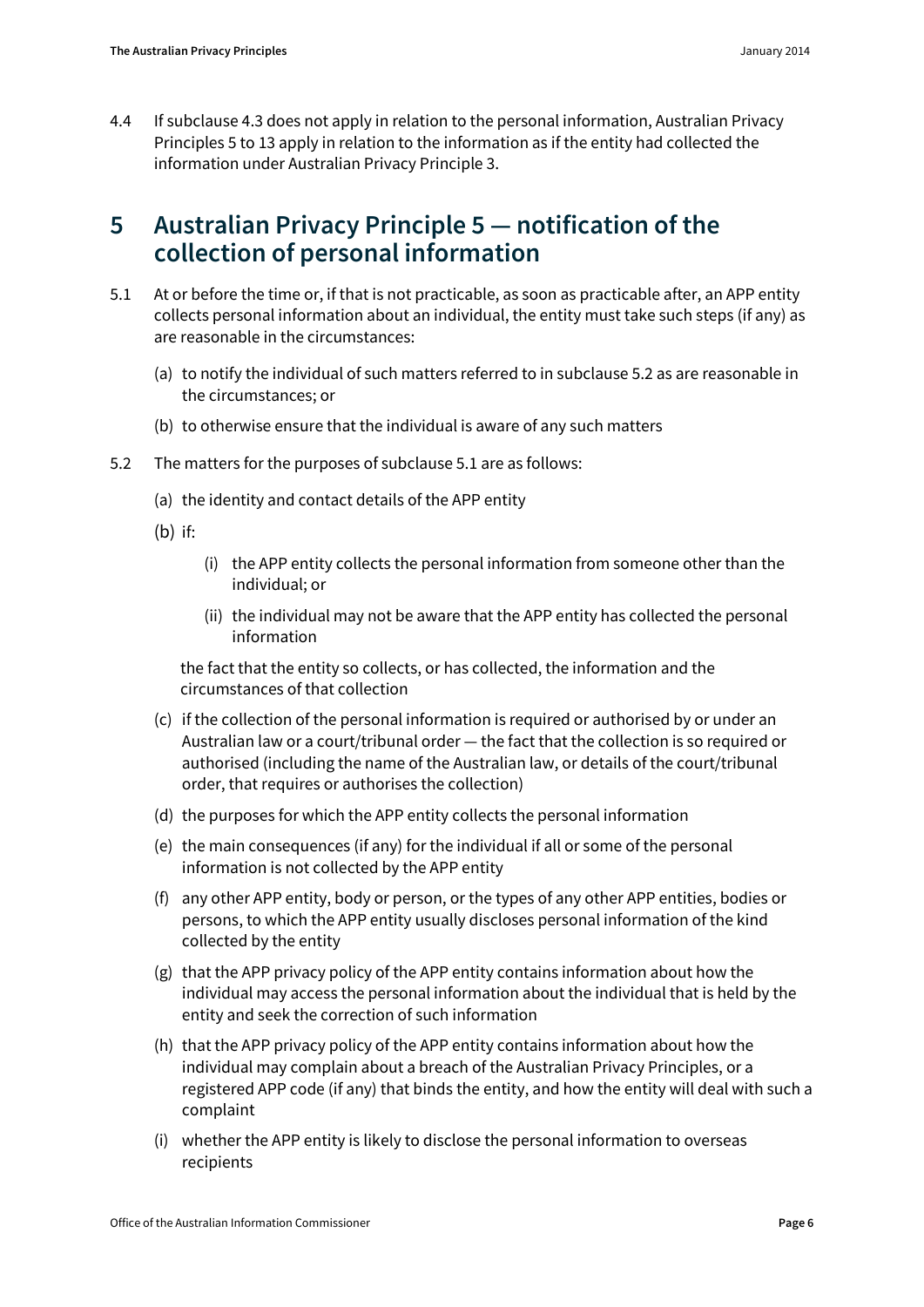4.4 If subclause 4.3 does not apply in relation to the personal information, Australian Privacy Principles 5 to 13 apply in relation to the information as if the entity had collected the information under Australian Privacy Principle 3.

# 5 Australian Privacy Principle 5 — notification of the collection of personal information

5.1 At or before the time or, if that is not practicable, as soon as practicable after, an APP entity collects personal information about an individual, the entity must take such steps (if any) as are reasonable in the circumstances:

(a) to notify the individual of such matters referred to in subclause 5.2 as are reasonable in the circumstances; or

(b) to otherwise ensure that the individual is aware of any such matters

5.2 The matters for the purposes of subclause 5.1 are as follows:

(a) the identity and contact details of the APP entity

(b) if:

(i) the APP entity collects the personal information from someone other than the individual; or

(ii) the individual may not be aware that the APP entity has collected the personal information

the fact that the entity so collects, or has collected, the information and the circumstances of that collection

(c) if the collection of the personal information is required or authorised by or under an Australian law or a court/tribunal order — the fact that the collection is so required or authorised (including the name of the Australian law, or details of the court/tribunal order, that requires or authorises the collection)

(d) the purposes for which the APP entity collects the personal information

(e) the main consequences (if any) for the individual if all or some of the personal information is not collected by the APP entity

(f) any other APP entity, body or person, or the types of any other APP entities, bodies or persons, to which the APP entity usually discloses personal information of the kind collected by the entity

(g) that the APP privacy policy of the APP entity contains information about how the individual may access the personal information about the individual that is held by the entity and seek the correction of such information

(h) that the APP privacy policy of the APP entity contains information about how the individual may complain about a breach of the Australian Privacy Principles, or a registered APP code (if any) that binds the entity, and how the entity will deal with such a complaint

(i) whether the APP entity is likely to disclose the personal information to overseas recipients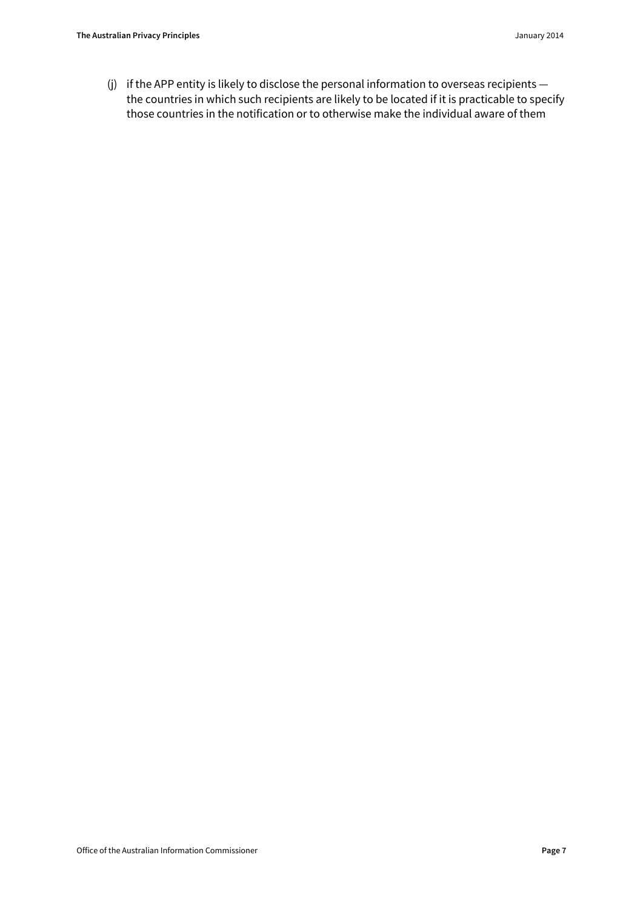(j) if the APP entity is likely to disclose the personal information to overseas recipients — the countries in which such recipients are likely to be located if it is practicable to specify those countries in the notification or to otherwise make the individual aware of them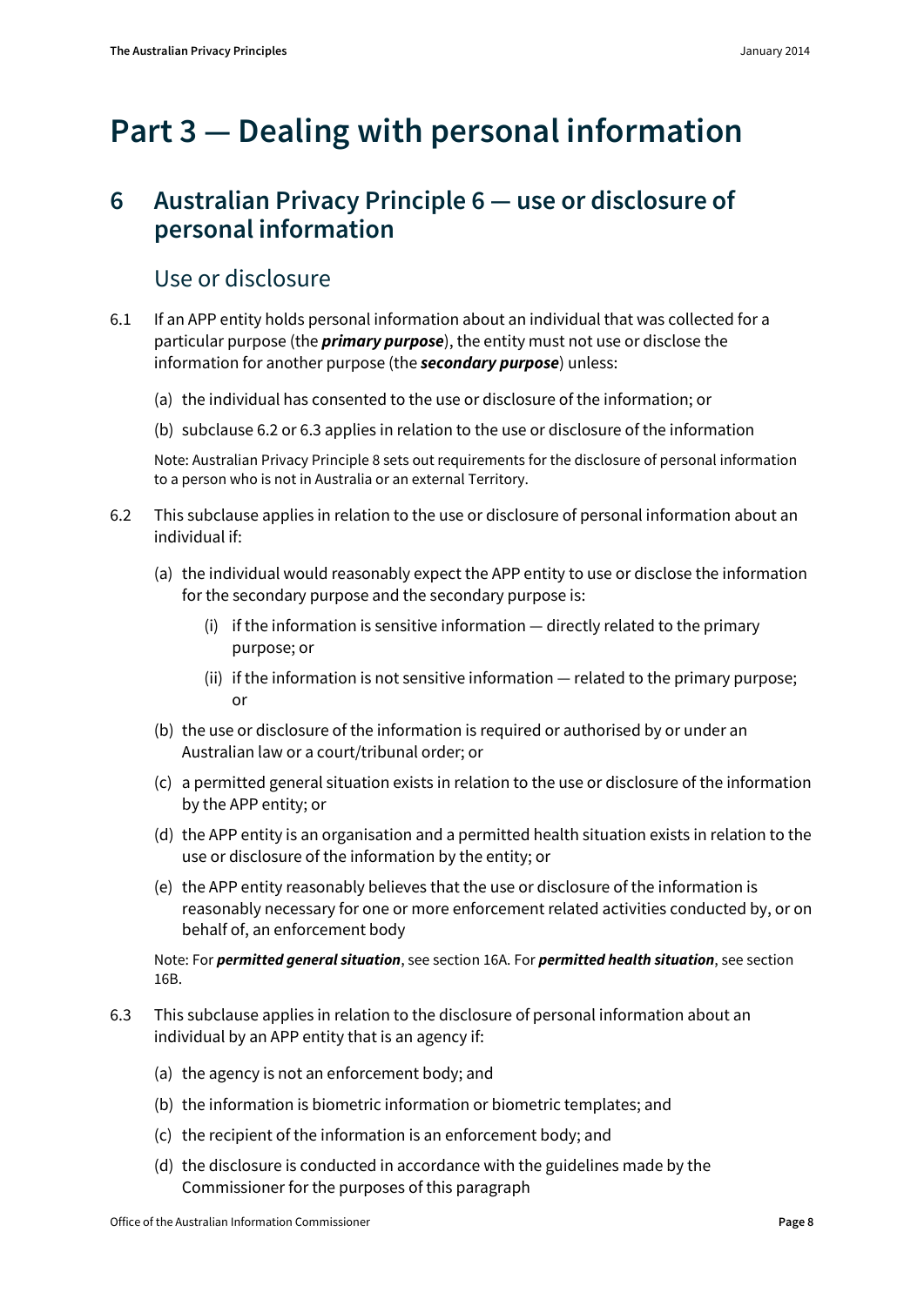# Part 3 — Dealing with personal information

## 6 Australian Privacy Principle 6 — use or disclosure of personal information

### Use or disclosure

6.1 If an APP entity holds personal information about an individual that was collected for a particular purpose (the ***primary purpose***), the entity must not use or disclose the information for another purpose (the ***secondary purpose***) unless:

(a) the individual has consented to the use or disclosure of the information; or

(b) subclause 6.2 or 6.3 applies in relation to the use or disclosure of the information

Note: Australian Privacy Principle 8 sets out requirements for the disclosure of personal information to a person who is not in Australia or an external Territory.

6.2 This subclause applies in relation to the use or disclosure of personal information about an individual if:

(a) the individual would reasonably expect the APP entity to use or disclose the information for the secondary purpose and the secondary purpose is:

(i) if the information is sensitive information — directly related to the primary purpose; or

(ii) if the information is not sensitive information — related to the primary purpose; or

(b) the use or disclosure of the information is required or authorised by or under an Australian law or a court/tribunal order; or

(c) a permitted general situation exists in relation to the use or disclosure of the information by the APP entity; or

(d) the APP entity is an organisation and a permitted health situation exists in relation to the use or disclosure of the information by the entity; or

(e) the APP entity reasonably believes that the use or disclosure of the information is reasonably necessary for one or more enforcement related activities conducted by, or on behalf of, an enforcement body

Note: For ***permitted general situation***, see section 16A. For ***permitted health situation***, see section 16B.

6.3 This subclause applies in relation to the disclosure of personal information about an individual by an APP entity that is an agency if:

(a) the agency is not an enforcement body; and

(b) the information is biometric information or biometric templates; and

(c) the recipient of the information is an enforcement body; and

(d) the disclosure is conducted in accordance with the guidelines made by the Commissioner for the purposes of this paragraph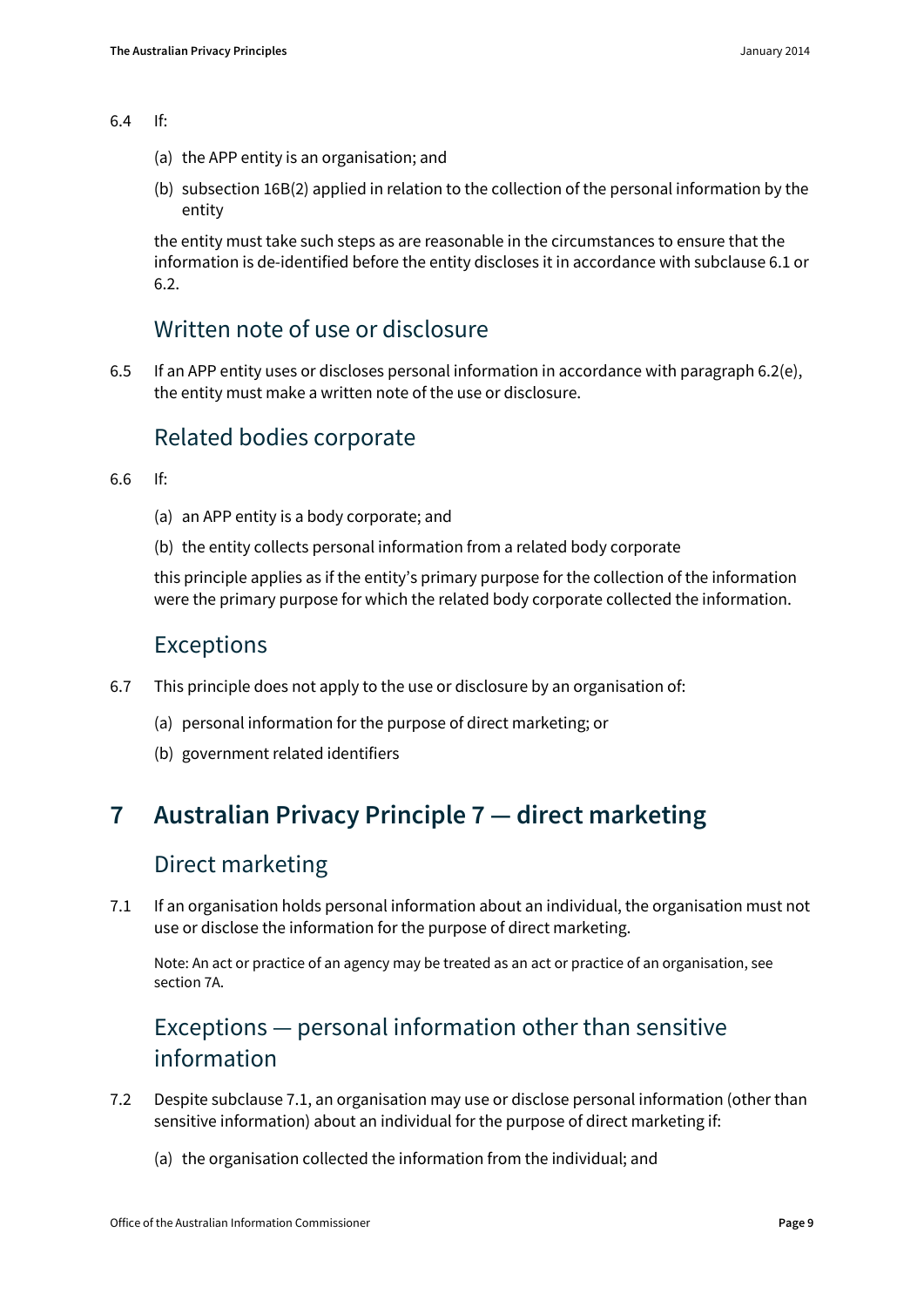6.4 If:

(a) the APP entity is an organisation; and

(b) subsection 16B(2) applied in relation to the collection of the personal information by the entity

the entity must take such steps as are reasonable in the circumstances to ensure that the information is de-identified before the entity discloses it in accordance with subclause 6.1 or 6.2.

### Written note of use or disclosure

6.5 If an APP entity uses or discloses personal information in accordance with paragraph 6.2(e), the entity must make a written note of the use or disclosure.

### Related bodies corporate

6.6 If:

(a) an APP entity is a body corporate; and

(b) the entity collects personal information from a related body corporate

this principle applies as if the entity's primary purpose for the collection of the information were the primary purpose for which the related body corporate collected the information.

### Exceptions

6.7 This principle does not apply to the use or disclosure by an organisation of:

(a) personal information for the purpose of direct marketing; or

(b) government related identifiers

## 7 Australian Privacy Principle 7 — direct marketing

### Direct marketing

7.1 If an organisation holds personal information about an individual, the organisation must not use or disclose the information for the purpose of direct marketing.

Note: An act or practice of an agency may be treated as an act or practice of an organisation, see section 7A.

### Exceptions — personal information other than sensitive information

7.2 Despite subclause 7.1, an organisation may use or disclose personal information (other than sensitive information) about an individual for the purpose of direct marketing if:

(a) the organisation collected the information from the individual; and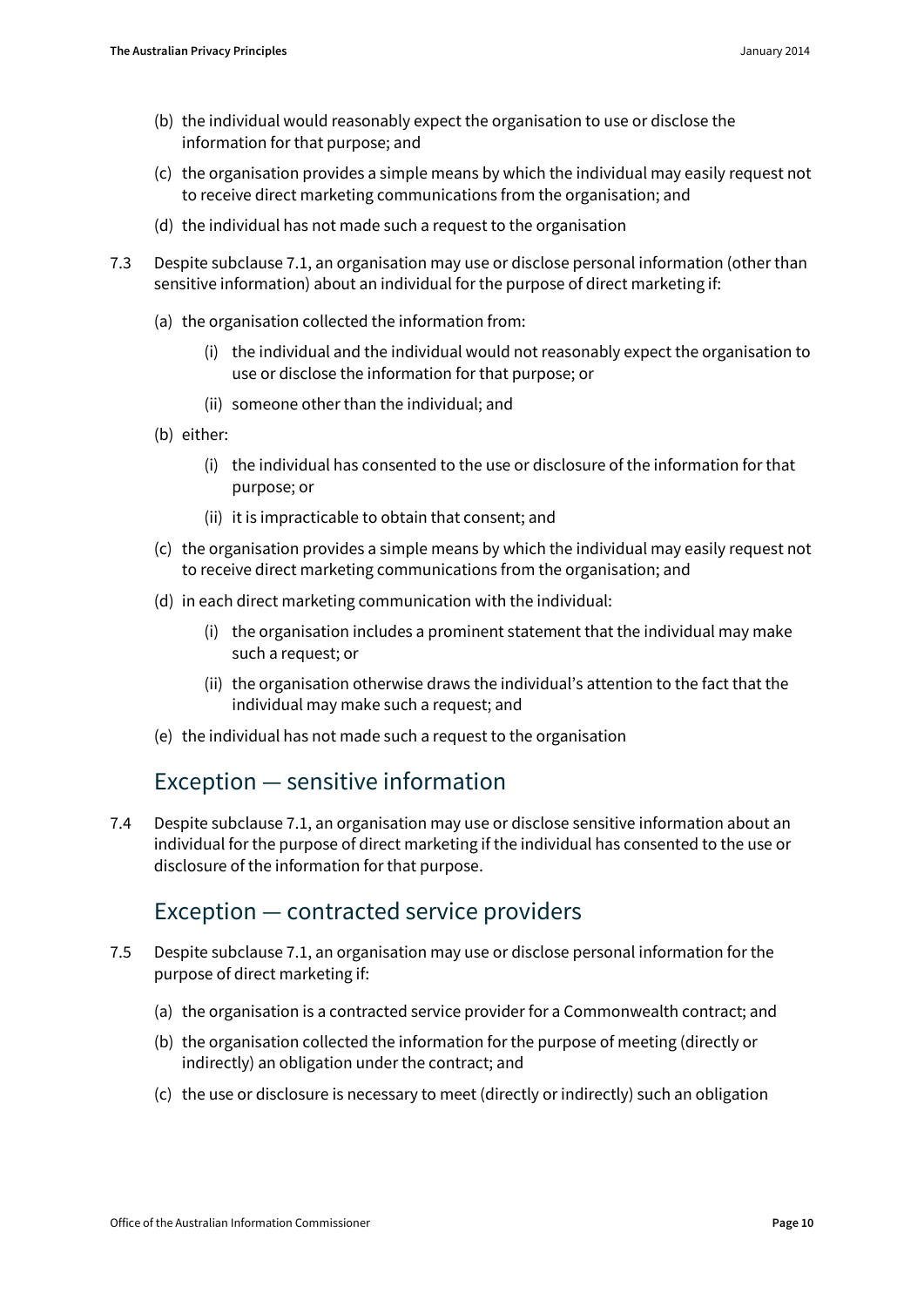(b) the individual would reasonably expect the organisation to use or disclose the information for that purpose; and

(c) the organisation provides a simple means by which the individual may easily request not to receive direct marketing communications from the organisation; and

(d) the individual has not made such a request to the organisation

7.3 Despite subclause 7.1, an organisation may use or disclose personal information (other than sensitive information) about an individual for the purpose of direct marketing if:

(a) the organisation collected the information from:

(i) the individual and the individual would not reasonably expect the organisation to use or disclose the information for that purpose; or

(ii) someone other than the individual; and

(b) either:

(i) the individual has consented to the use or disclosure of the information for that purpose; or

(ii) it is impracticable to obtain that consent; and

(c) the organisation provides a simple means by which the individual may easily request not to receive direct marketing communications from the organisation; and

(d) in each direct marketing communication with the individual:

(i) the organisation includes a prominent statement that the individual may make such a request; or

(ii) the organisation otherwise draws the individual's attention to the fact that the individual may make such a request; and

(e) the individual has not made such a request to the organisation

## Exception — sensitive information

7.4 Despite subclause 7.1, an organisation may use or disclose sensitive information about an individual for the purpose of direct marketing if the individual has consented to the use or disclosure of the information for that purpose.

## Exception — contracted service providers

7.5 Despite subclause 7.1, an organisation may use or disclose personal information for the purpose of direct marketing if:

(a) the organisation is a contracted service provider for a Commonwealth contract; and

(b) the organisation collected the information for the purpose of meeting (directly or indirectly) an obligation under the contract; and

(c) the use or disclosure is necessary to meet (directly or indirectly) such an obligation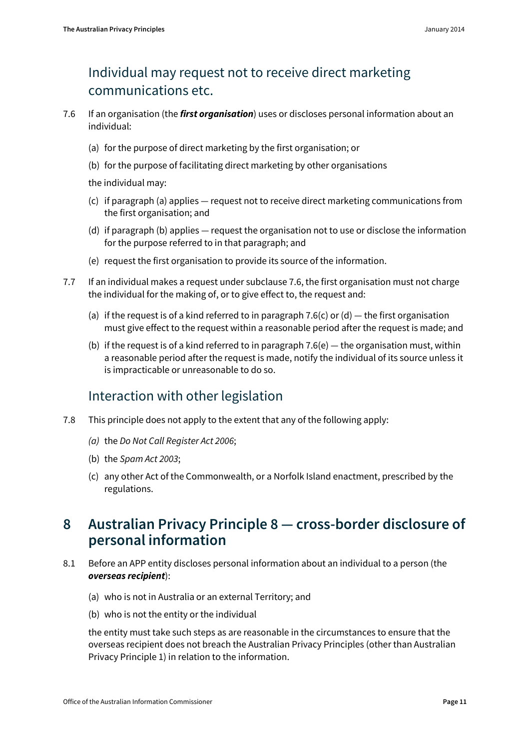### Individual may request not to receive direct marketing communications etc.

7.6 If an organisation (the ***first organisation***) uses or discloses personal information about an individual:

(a) for the purpose of direct marketing by the first organisation; or

(b) for the purpose of facilitating direct marketing by other organisations

the individual may:

(c) if paragraph (a) applies — request not to receive direct marketing communications from the first organisation; and

(d) if paragraph (b) applies — request the organisation not to use or disclose the information for the purpose referred to in that paragraph; and

(e) request the first organisation to provide its source of the information.

7.7 If an individual makes a request under subclause 7.6, the first organisation must not charge the individual for the making of, or to give effect to, the request and:

(a) if the request is of a kind referred to in paragraph 7.6(c) or (d) — the first organisation must give effect to the request within a reasonable period after the request is made; and

(b) if the request is of a kind referred to in paragraph 7.6(e) — the organisation must, within a reasonable period after the request is made, notify the individual of its source unless it is impracticable or unreasonable to do so.

### Interaction with other legislation

7.8 This principle does not apply to the extent that any of the following apply:

*(a)* the *Do Not Call Register Act 2006*;

(b) the *Spam Act 2003*;

(c) any other Act of the Commonwealth, or a Norfolk Island enactment, prescribed by the regulations.

## 8 Australian Privacy Principle 8 — cross-border disclosure of personal information

8.1 Before an APP entity discloses personal information about an individual to a person (the ***overseas recipient***):

(a) who is not in Australia or an external Territory; and

(b) who is not the entity or the individual

the entity must take such steps as are reasonable in the circumstances to ensure that the overseas recipient does not breach the Australian Privacy Principles (other than Australian Privacy Principle 1) in relation to the information.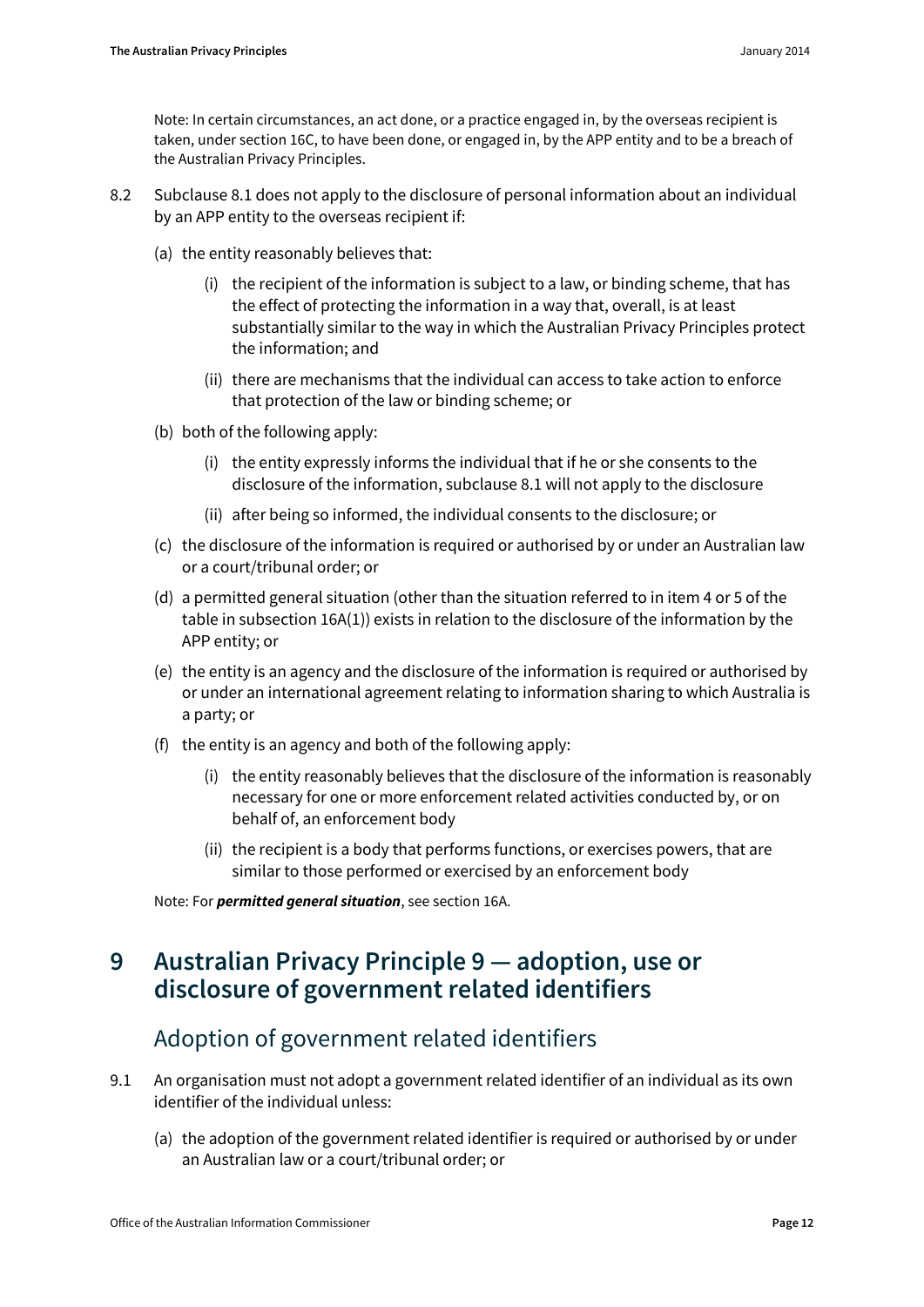Note: In certain circumstances, an act done, or a practice engaged in, by the overseas recipient is taken, under section 16C, to have been done, or engaged in, by the APP entity and to be a breach of the Australian Privacy Principles.

8.2 Subclause 8.1 does not apply to the disclosure of personal information about an individual by an APP entity to the overseas recipient if:

(a) the entity reasonably believes that:

(i) the recipient of the information is subject to a law, or binding scheme, that has the effect of protecting the information in a way that, overall, is at least substantially similar to the way in which the Australian Privacy Principles protect the information; and

(ii) there are mechanisms that the individual can access to take action to enforce that protection of the law or binding scheme; or

(b) both of the following apply:

(i) the entity expressly informs the individual that if he or she consents to the disclosure of the information, subclause 8.1 will not apply to the disclosure

(ii) after being so informed, the individual consents to the disclosure; or

(c) the disclosure of the information is required or authorised by or under an Australian law or a court/tribunal order; or

(d) a permitted general situation (other than the situation referred to in item 4 or 5 of the table in subsection 16A(1)) exists in relation to the disclosure of the information by the APP entity; or

(e) the entity is an agency and the disclosure of the information is required or authorised by or under an international agreement relating to information sharing to which Australia is a party; or

(f) the entity is an agency and both of the following apply:

(i) the entity reasonably believes that the disclosure of the information is reasonably necessary for one or more enforcement related activities conducted by, or on behalf of, an enforcement body

(ii) the recipient is a body that performs functions, or exercises powers, that are similar to those performed or exercised by an enforcement body

Note: For ***permitted general situation***, see section 16A.

# 9 Australian Privacy Principle 9 — adoption, use or disclosure of government related identifiers

## Adoption of government related identifiers

9.1 An organisation must not adopt a government related identifier of an individual as its own identifier of the individual unless:

(a) the adoption of the government related identifier is required or authorised by or under an Australian law or a court/tribunal order; or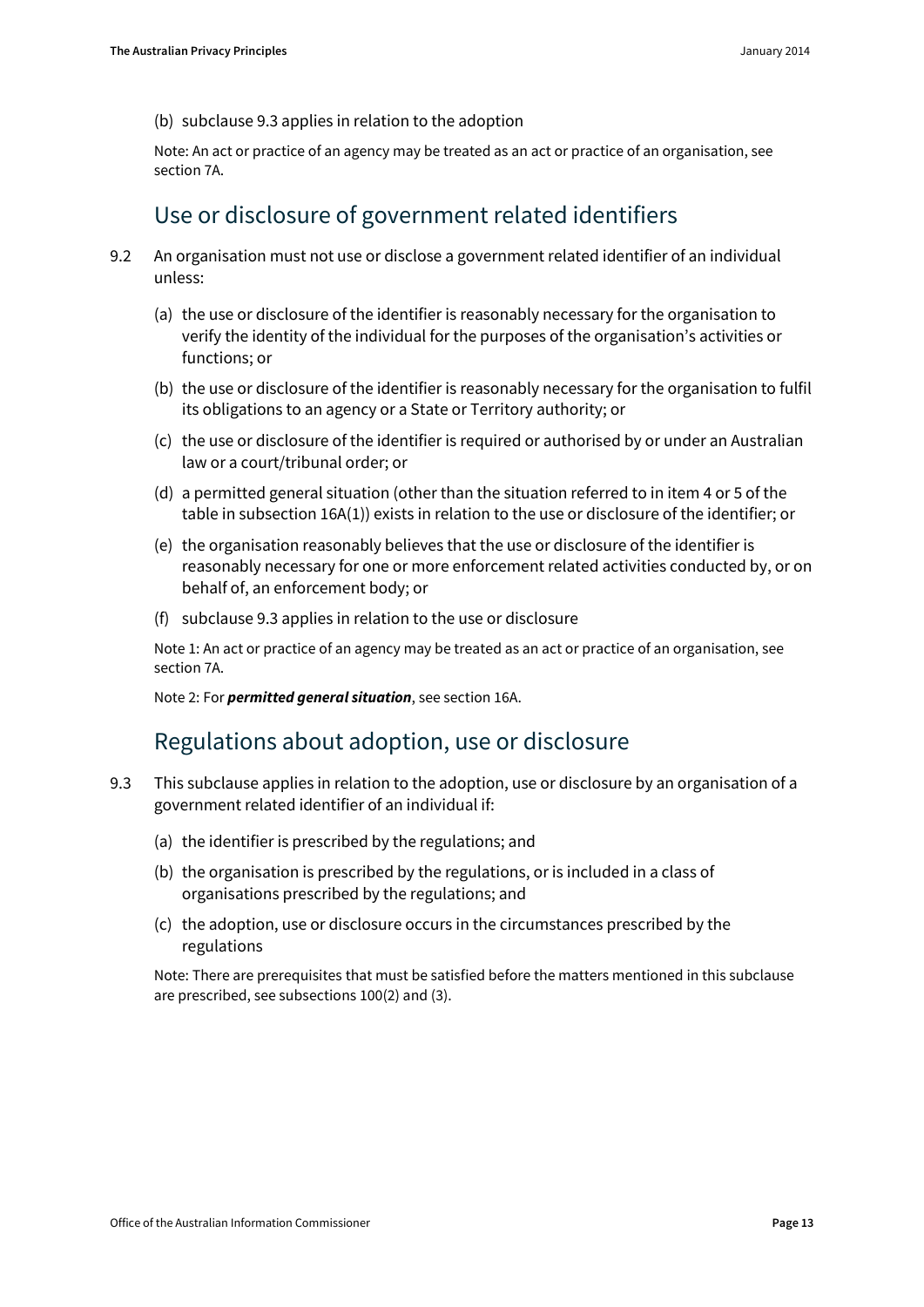(b) subclause 9.3 applies in relation to the adoption

Note: An act or practice of an agency may be treated as an act or practice of an organisation, see section 7A.

## Use or disclosure of government related identifiers

9.2 An organisation must not use or disclose a government related identifier of an individual unless:

(a) the use or disclosure of the identifier is reasonably necessary for the organisation to verify the identity of the individual for the purposes of the organisation's activities or functions; or

(b) the use or disclosure of the identifier is reasonably necessary for the organisation to fulfil its obligations to an agency or a State or Territory authority; or

(c) the use or disclosure of the identifier is required or authorised by or under an Australian law or a court/tribunal order; or

(d) a permitted general situation (other than the situation referred to in item 4 or 5 of the table in subsection 16A(1)) exists in relation to the use or disclosure of the identifier; or

(e) the organisation reasonably believes that the use or disclosure of the identifier is reasonably necessary for one or more enforcement related activities conducted by, or on behalf of, an enforcement body; or

(f) subclause 9.3 applies in relation to the use or disclosure

Note 1: An act or practice of an agency may be treated as an act or practice of an organisation, see section 7A.

Note 2: For ***permitted general situation***, see section 16A.

## Regulations about adoption, use or disclosure

9.3 This subclause applies in relation to the adoption, use or disclosure by an organisation of a government related identifier of an individual if:

(a) the identifier is prescribed by the regulations; and

(b) the organisation is prescribed by the regulations, or is included in a class of organisations prescribed by the regulations; and

(c) the adoption, use or disclosure occurs in the circumstances prescribed by the regulations

Note: There are prerequisites that must be satisfied before the matters mentioned in this subclause are prescribed, see subsections 100(2) and (3).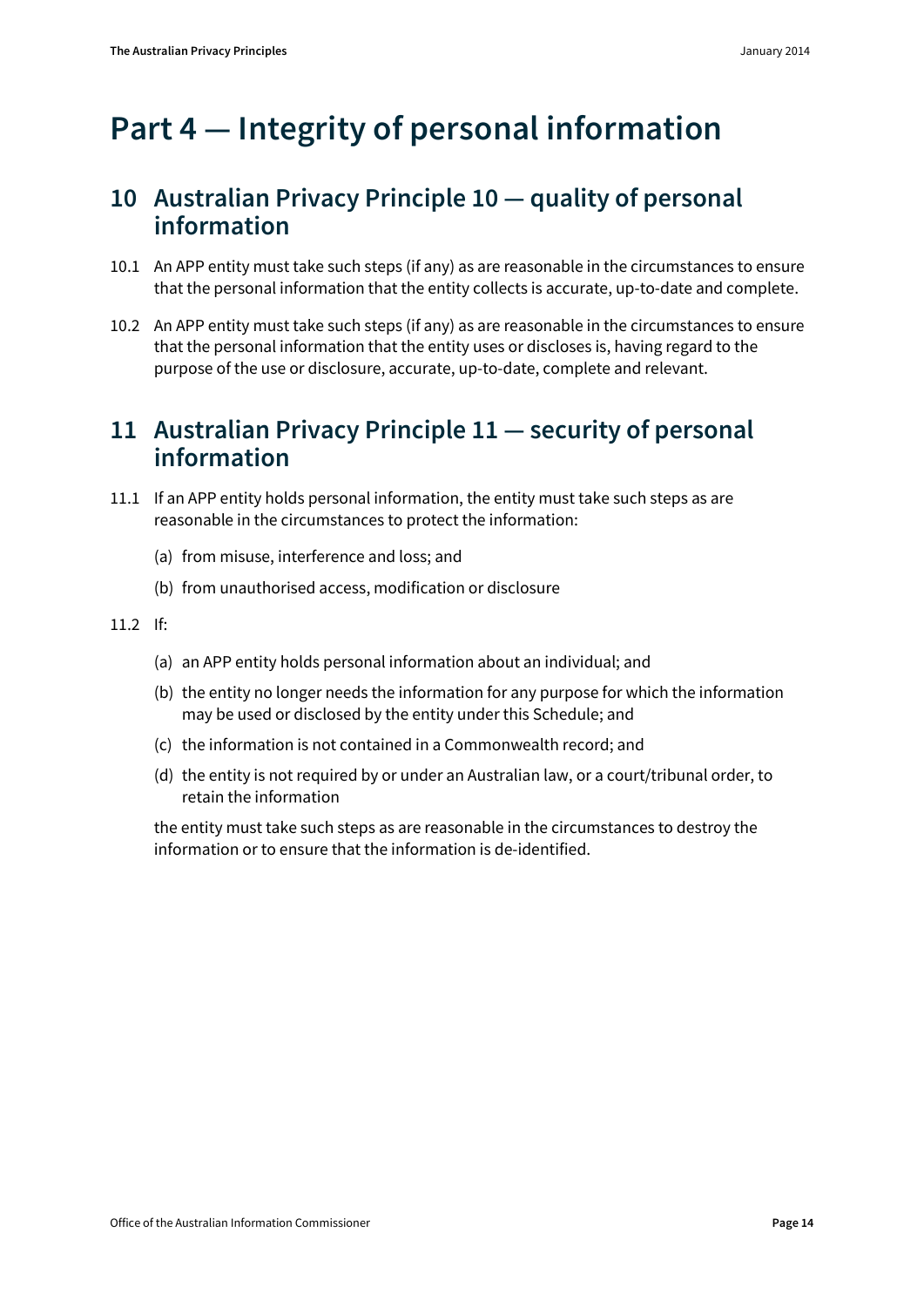# Part 4 — Integrity of personal information

## 10 Australian Privacy Principle 10 — quality of personal information

10.1 An APP entity must take such steps (if any) as are reasonable in the circumstances to ensure that the personal information that the entity collects is accurate, up-to-date and complete.

10.2 An APP entity must take such steps (if any) as are reasonable in the circumstances to ensure that the personal information that the entity uses or discloses is, having regard to the purpose of the use or disclosure, accurate, up-to-date, complete and relevant.

## 11 Australian Privacy Principle 11 — security of personal information

11.1 If an APP entity holds personal information, the entity must take such steps as are reasonable in the circumstances to protect the information:

(a) from misuse, interference and loss; and

(b) from unauthorised access, modification or disclosure

11.2 If:

(a) an APP entity holds personal information about an individual; and

(b) the entity no longer needs the information for any purpose for which the information may be used or disclosed by the entity under this Schedule; and

(c) the information is not contained in a Commonwealth record; and

(d) the entity is not required by or under an Australian law, or a court/tribunal order, to retain the information

the entity must take such steps as are reasonable in the circumstances to destroy the information or to ensure that the information is de-identified.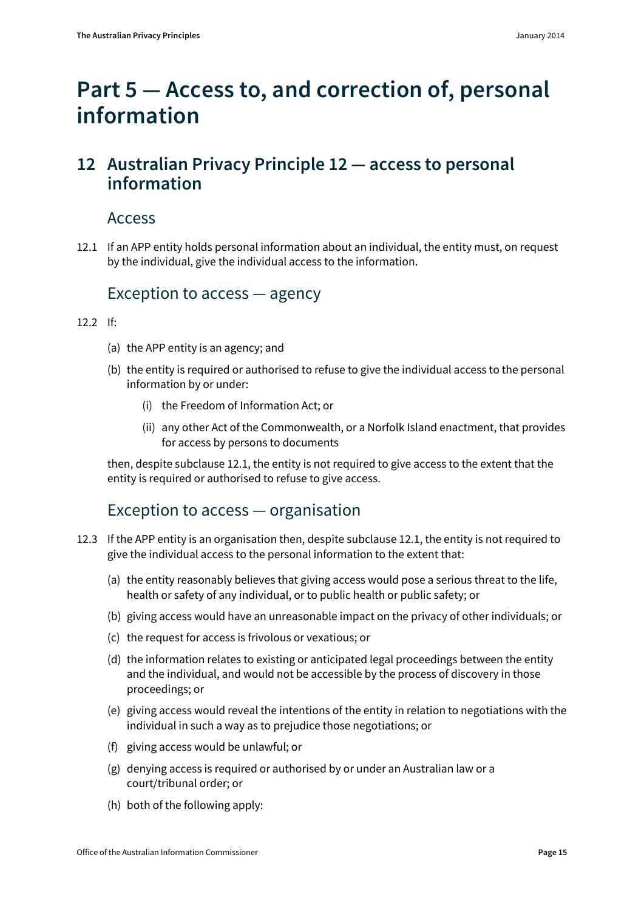# Part 5 — Access to, and correction of, personal information

## 12 Australian Privacy Principle 12 — access to personal information

### Access

12.1 If an APP entity holds personal information about an individual, the entity must, on request by the individual, give the individual access to the information.

### Exception to access — agency

12.2 If:

- (a) the APP entity is an agency; and
- (b) the entity is required or authorised to refuse to give the individual access to the personal information by or under:
  - (i) the Freedom of Information Act; or
  - (ii) any other Act of the Commonwealth, or a Norfolk Island enactment, that provides for access by persons to documents

then, despite subclause 12.1, the entity is not required to give access to the extent that the entity is required or authorised to refuse to give access.

### Exception to access — organisation

12.3 If the APP entity is an organisation then, despite subclause 12.1, the entity is not required to give the individual access to the personal information to the extent that:

- (a) the entity reasonably believes that giving access would pose a serious threat to the life, health or safety of any individual, or to public health or public safety; or
- (b) giving access would have an unreasonable impact on the privacy of other individuals; or
- (c) the request for access is frivolous or vexatious; or
- (d) the information relates to existing or anticipated legal proceedings between the entity and the individual, and would not be accessible by the process of discovery in those proceedings; or
- (e) giving access would reveal the intentions of the entity in relation to negotiations with the individual in such a way as to prejudice those negotiations; or
- (f) giving access would be unlawful; or
- (g) denying access is required or authorised by or under an Australian law or a court/tribunal order; or
- (h) both of the following apply: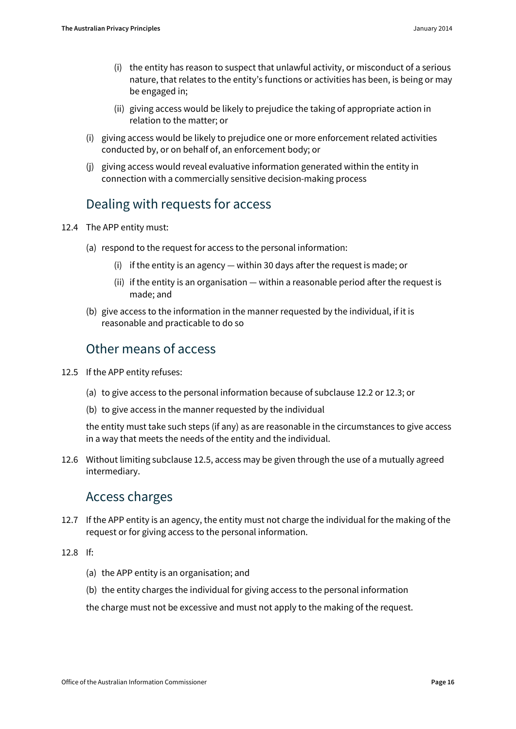(i) the entity has reason to suspect that unlawful activity, or misconduct of a serious nature, that relates to the entity's functions or activities has been, is being or may be engaged in;

(ii) giving access would be likely to prejudice the taking of appropriate action in relation to the matter; or

(i) giving access would be likely to prejudice one or more enforcement related activities conducted by, or on behalf of, an enforcement body; or

(j) giving access would reveal evaluative information generated within the entity in connection with a commercially sensitive decision-making process

## Dealing with requests for access

12.4 The APP entity must:

(a) respond to the request for access to the personal information:

(i) if the entity is an agency — within 30 days after the request is made; or

(ii) if the entity is an organisation — within a reasonable period after the request is made; and

(b) give access to the information in the manner requested by the individual, if it is reasonable and practicable to do so

## Other means of access

12.5 If the APP entity refuses:

(a) to give access to the personal information because of subclause 12.2 or 12.3; or

(b) to give access in the manner requested by the individual

the entity must take such steps (if any) as are reasonable in the circumstances to give access in a way that meets the needs of the entity and the individual.

12.6 Without limiting subclause 12.5, access may be given through the use of a mutually agreed intermediary.

## Access charges

12.7 If the APP entity is an agency, the entity must not charge the individual for the making of the request or for giving access to the personal information.

12.8 If:

(a) the APP entity is an organisation; and

(b) the entity charges the individual for giving access to the personal information

the charge must not be excessive and must not apply to the making of the request.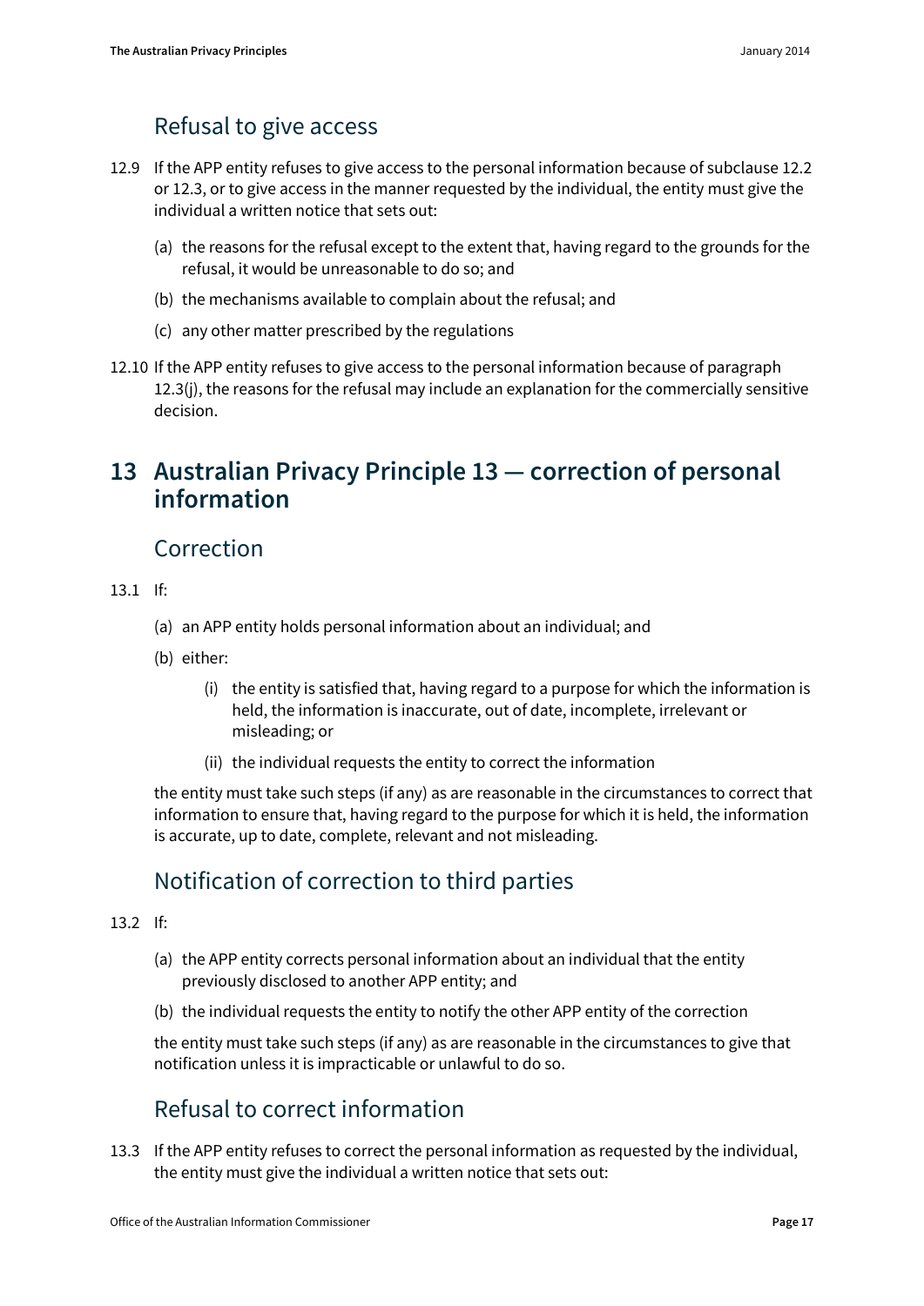### Refusal to give access

12.9 If the APP entity refuses to give access to the personal information because of subclause 12.2 or 12.3, or to give access in the manner requested by the individual, the entity must give the individual a written notice that sets out:

(a) the reasons for the refusal except to the extent that, having regard to the grounds for the refusal, it would be unreasonable to do so; and

(b) the mechanisms available to complain about the refusal; and

(c) any other matter prescribed by the regulations

12.10 If the APP entity refuses to give access to the personal information because of paragraph 12.3(j), the reasons for the refusal may include an explanation for the commercially sensitive decision.

## 13 Australian Privacy Principle 13 — correction of personal information

### Correction

13.1 If:

(a) an APP entity holds personal information about an individual; and

(b) either:

(i) the entity is satisfied that, having regard to a purpose for which the information is held, the information is inaccurate, out of date, incomplete, irrelevant or misleading; or

(ii) the individual requests the entity to correct the information

the entity must take such steps (if any) as are reasonable in the circumstances to correct that information to ensure that, having regard to the purpose for which it is held, the information is accurate, up to date, complete, relevant and not misleading.

### Notification of correction to third parties

13.2 If:

(a) the APP entity corrects personal information about an individual that the entity previously disclosed to another APP entity; and

(b) the individual requests the entity to notify the other APP entity of the correction

the entity must take such steps (if any) as are reasonable in the circumstances to give that notification unless it is impracticable or unlawful to do so.

### Refusal to correct information

13.3 If the APP entity refuses to correct the personal information as requested by the individual, the entity must give the individual a written notice that sets out: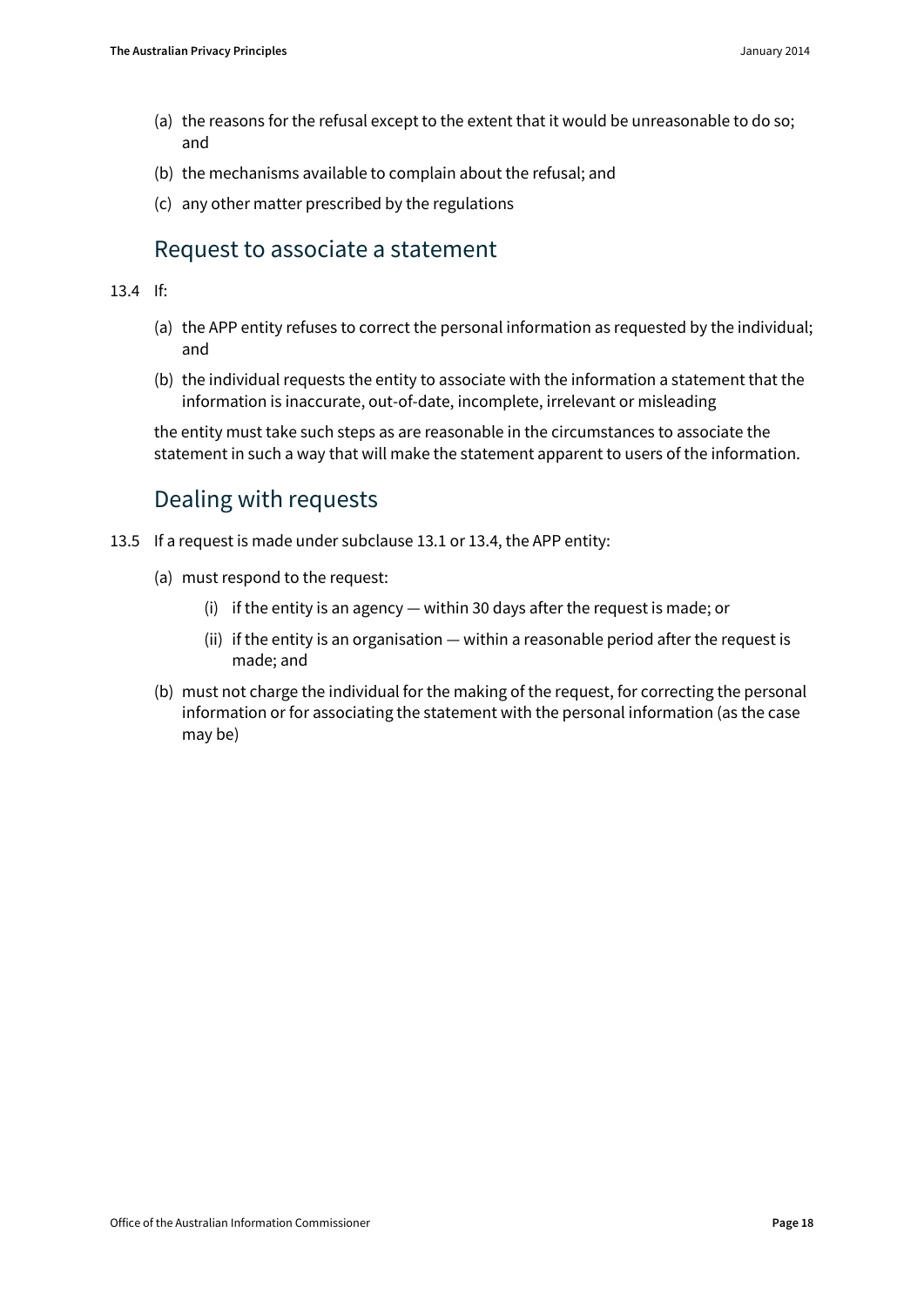(a) the reasons for the refusal except to the extent that it would be unreasonable to do so; and

(b) the mechanisms available to complain about the refusal; and

(c) any other matter prescribed by the regulations

## Request to associate a statement

13.4 If:

(a) the APP entity refuses to correct the personal information as requested by the individual; and

(b) the individual requests the entity to associate with the information a statement that the information is inaccurate, out-of-date, incomplete, irrelevant or misleading

the entity must take such steps as are reasonable in the circumstances to associate the statement in such a way that will make the statement apparent to users of the information.

## Dealing with requests

13.5 If a request is made under subclause 13.1 or 13.4, the APP entity:

(a) must respond to the request:

  (i) if the entity is an agency — within 30 days after the request is made; or

  (ii) if the entity is an organisation — within a reasonable period after the request is made; and

(b) must not charge the individual for the making of the request, for correcting the personal information or for associating the statement with the personal information (as the case may be)